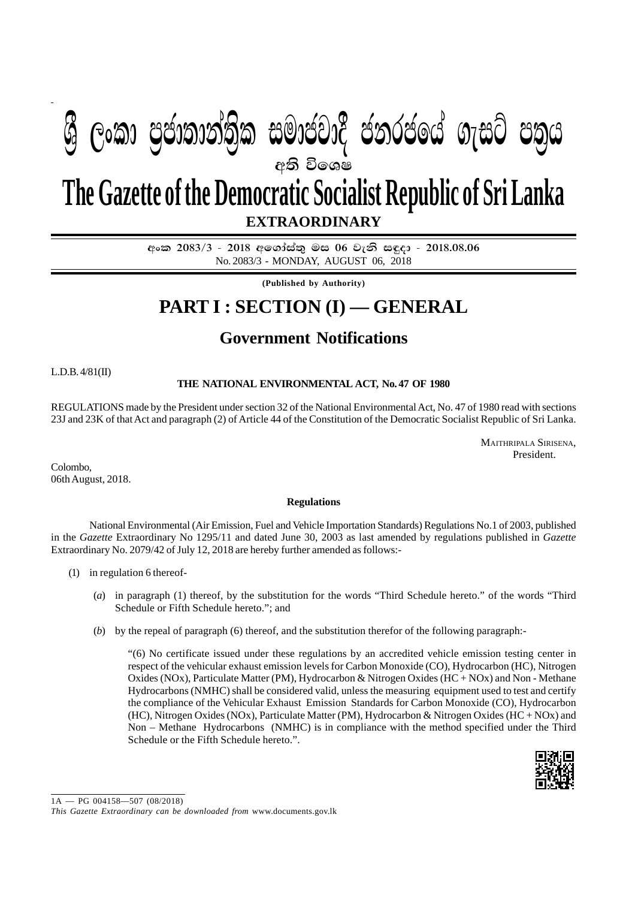# ශ්‍රී ලංකා ප්‍රජාතාන්ත්‍රික සමාජවාදී ජනරජයේ ගැසට් පත්‍රය

අති විශෙෂ

# The Gazette of the Democratic Socialist Republic of Sri Lanka

**EXTRAORDINARY**

අංක 2083/3 - 2018 අගෝස්තු මස 06 වැනි සඳුදා - 2018.08.06

No. 2083/3 - MONDAY, AUGUST 06, 2018

**(Published by Authority)**

# PART I : SECTION (I) — GENERAL

## Government Notifications

L.D.B. 4/81(II)

**THE NATIONAL ENVIRONMENTAL ACT, No. 47 OF 1980**

REGULATIONS made by the President under section 32 of the National Environmental Act, No. 47 of 1980 read with sections 23J and 23K of that Act and paragraph (2) of Article 44 of the Constitution of the Democratic Socialist Republic of Sri Lanka.

MAITHRIPALA SIRISENA,
President.

Colombo,
06th August, 2018.

**Regulations**

National Environmental (Air Emission, Fuel and Vehicle Importation Standards) Regulations No.1 of 2003, published in the *Gazette* Extraordinary No 1295/11 and dated June 30, 2003 as last amended by regulations published in *Gazette* Extraordinary No. 2079/42 of July 12, 2018 are hereby further amended as follows:-

(1) in regulation 6 thereof-

(*a*) in paragraph (1) thereof, by the substitution for the words "Third Schedule hereto." of the words "Third Schedule or Fifth Schedule hereto."; and

(*b*) by the repeal of paragraph (6) thereof, and the substitution therefor of the following paragraph:-

"(6) No certificate issued under these regulations by an accredited vehicle emission testing center in respect of the vehicular exhaust emission levels for Carbon Monoxide (CO), Hydrocarbon (HC), Nitrogen Oxides (NOx), Particulate Matter (PM), Hydrocarbon & Nitrogen Oxides (HC + NOx) and Non - Methane Hydrocarbons (NMHC) shall be considered valid, unless the measuring equipment used to test and certify the compliance of the Vehicular Exhaust Emission Standards for Carbon Monoxide (CO), Hydrocarbon (HC), Nitrogen Oxides (NOx), Particulate Matter (PM), Hydrocarbon & Nitrogen Oxides (HC + NOx) and Non – Methane Hydrocarbons (NMHC) is in compliance with the method specified under the Third Schedule or the Fifth Schedule hereto.".

1A — PG 004158—507 (08/2018)

*This Gazette Extraordinary can be downloaded from* www.documents.gov.lk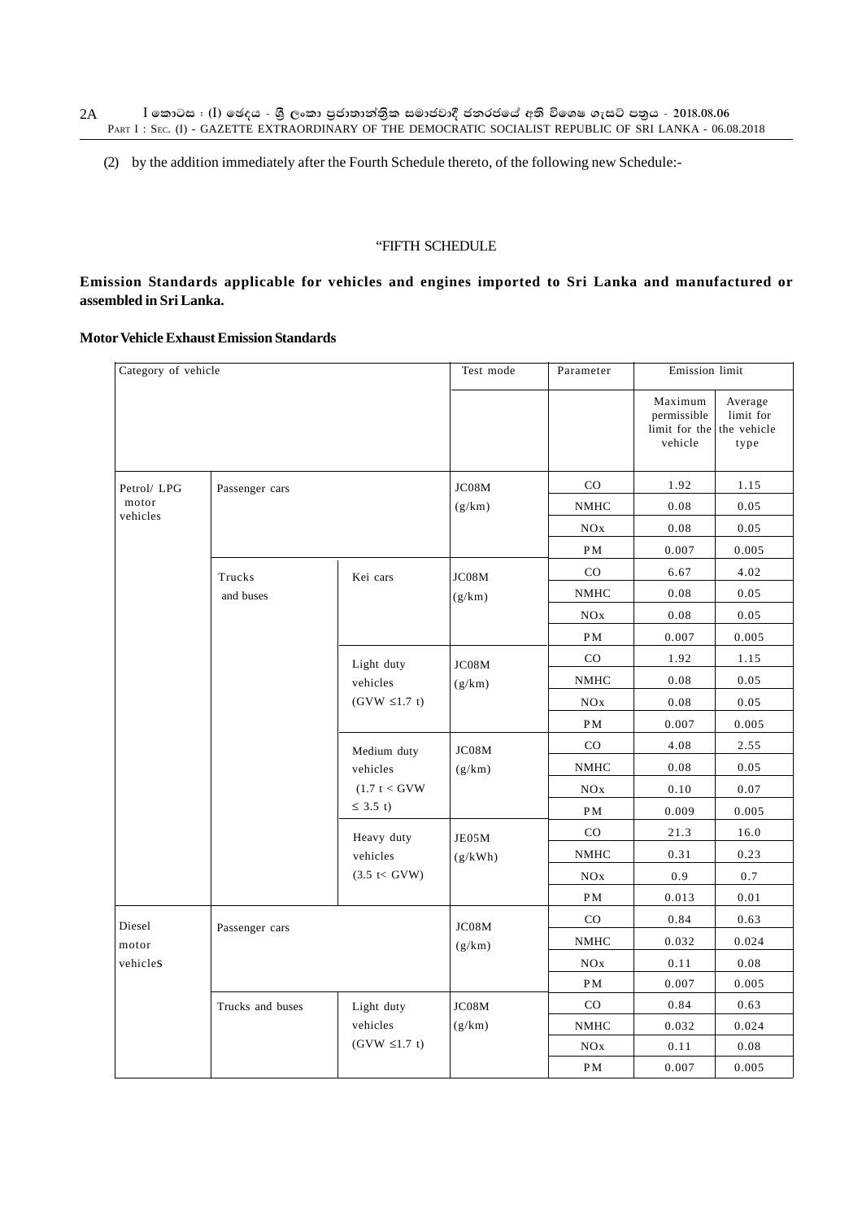(2) by the addition immediately after the Fourth Schedule thereto, of the following new Schedule:-

"FIFTH SCHEDULE

**Emission Standards applicable for vehicles and engines imported to Sri Lanka and manufactured or assembled in Sri Lanka.**

**Motor Vehicle Exhaust Emission Standards**

| Category of vehicle | | | Test mode | Parameter | Emission limit | |
|---|---|---|---|---|---|---|
| | | | | | Maximum permissible limit for the vehicle | Average limit for the vehicle type |
| Petrol/ LPG motor vehicles | Passenger cars | | JC08M (g/km) | CO | 1.92 | 1.15 |
| | | | | NMHC | 0.08 | 0.05 |
| | | | | NOx | 0.08 | 0.05 |
| | | | | PM | 0.007 | 0.005 |
| | Trucks and buses | Kei cars | JC08M (g/km) | CO | 6.67 | 4.02 |
| | | | | NMHC | 0.08 | 0.05 |
| | | | | NOx | 0.08 | 0.05 |
| | | | | PM | 0.007 | 0.005 |
| | | Light duty vehicles (GVW ≤1.7 t) | JC08M (g/km) | CO | 1.92 | 1.15 |
| | | | | NMHC | 0.08 | 0.05 |
| | | | | NOx | 0.08 | 0.05 |
| | | | | PM | 0.007 | 0.005 |
| | | Medium duty vehicles (1.7 t < GVW ≤ 3.5 t) | JC08M (g/km) | CO | 4.08 | 2.55 |
| | | | | NMHC | 0.08 | 0.05 |
| | | | | NOx | 0.10 | 0.07 |
| | | | | PM | 0.009 | 0.005 |
| | | Heavy duty vehicles (3.5 t< GVW) | JE05M (g/kWh) | CO | 21.3 | 16.0 |
| | | | | NMHC | 0.31 | 0.23 |
| | | | | NOx | 0.9 | 0.7 |
| | | | | PM | 0.013 | 0.01 |
| Diesel motor vehicles | Passenger cars | | JC08M (g/km) | CO | 0.84 | 0.63 |
| | | | | NMHC | 0.032 | 0.024 |
| | | | | NOx | 0.11 | 0.08 |
| | | | | PM | 0.007 | 0.005 |
| | Trucks and buses | Light duty vehicles (GVW ≤1.7 t) | JC08M (g/km) | CO | 0.84 | 0.63 |
| | | | | NMHC | 0.032 | 0.024 |
| | | | | NOx | 0.11 | 0.08 |
| | | | | PM | 0.007 | 0.005 |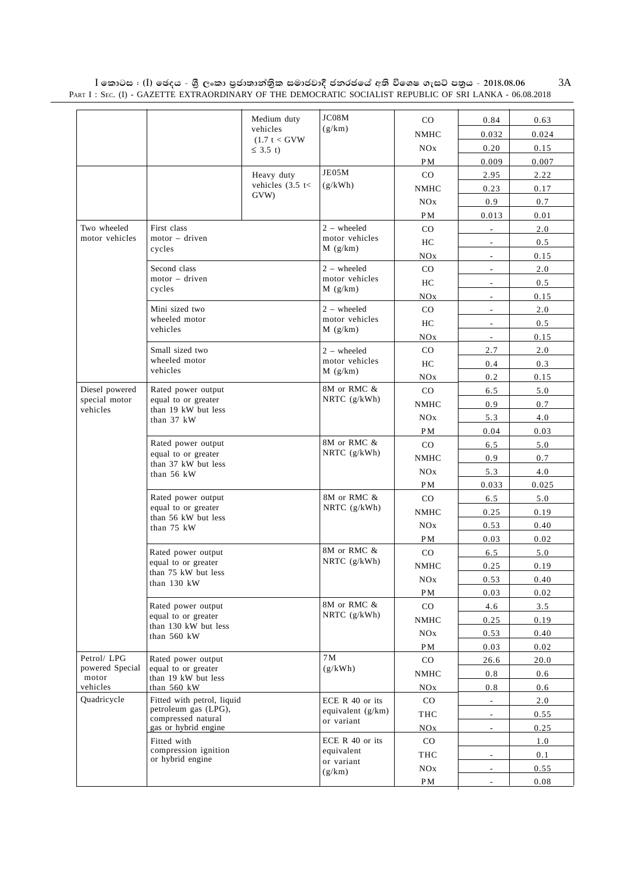| | | | | | | |
|---|---|---|---|---|---|---|
| | | Medium duty vehicles (1.7 t < GVW ≤ 3.5 t) | JC08M (g/km) | CO | 0.84 | 0.63 |
| | | | | NMHC | 0.032 | 0.024 |
| | | | | NOx | 0.20 | 0.15 |
| | | | | PM | 0.009 | 0.007 |
| | | Heavy duty vehicles (3.5 t< GVW) | JE05M (g/kWh) | CO | 2.95 | 2.22 |
| | | | | NMHC | 0.23 | 0.17 |
| | | | | NOx | 0.9 | 0.7 |
| | | | | PM | 0.013 | 0.01 |
| Two wheeled motor vehicles | First class motor – driven cycles | | 2 – wheeled motor vehicles M (g/km) | CO | - | 2.0 |
| | | | | HC | - | 0.5 |
| | | | | NOx | - | 0.15 |
| | Second class motor – driven cycles | | 2 – wheeled motor vehicles M (g/km) | CO | - | 2.0 |
| | | | | HC | - | 0.5 |
| | | | | NOx | - | 0.15 |
| | Mini sized two wheeled motor vehicles | | 2 – wheeled motor vehicles M (g/km) | CO | - | 2.0 |
| | | | | HC | - | 0.5 |
| | | | | NOx | - | 0.15 |
| | Small sized two wheeled motor vehicles | | 2 – wheeled motor vehicles M (g/km) | CO | 2.7 | 2.0 |
| | | | | HC | 0.4 | 0.3 |
| | | | | NOx | 0.2 | 0.15 |
| Diesel powered special motor vehicles | Rated power output equal to or greater than 19 kW but less than 37 kW | | 8M or RMC & NRTC (g/kWh) | CO | 6.5 | 5.0 |
| | | | | NMHC | 0.9 | 0.7 |
| | | | | NOx | 5.3 | 4.0 |
| | | | | PM | 0.04 | 0.03 |
| | Rated power output equal to or greater than 37 kW but less than 56 kW | | 8M or RMC & NRTC (g/kWh) | CO | 6.5 | 5.0 |
| | | | | NMHC | 0.9 | 0.7 |
| | | | | NOx | 5.3 | 4.0 |
| | | | | PM | 0.033 | 0.025 |
| | Rated power output equal to or greater than 56 kW but less than 75 kW | | 8M or RMC & NRTC (g/kWh) | CO | 6.5 | 5.0 |
| | | | | NMHC | 0.25 | 0.19 |
| | | | | NOx | 0.53 | 0.40 |
| | | | | PM | 0.03 | 0.02 |
| | Rated power output equal to or greater than 75 kW but less than 130 kW | | 8M or RMC & NRTC (g/kWh) | CO | 6.5 | 5.0 |
| | | | | NMHC | 0.25 | 0.19 |
| | | | | NOx | 0.53 | 0.40 |
| | | | | PM | 0.03 | 0.02 |
| | Rated power output equal to or greater than 130 kW but less than 560 kW | | 8M or RMC & NRTC (g/kWh) | CO | 4.6 | 3.5 |
| | | | | NMHC | 0.25 | 0.19 |
| | | | | NOx | 0.53 | 0.40 |
| | | | | PM | 0.03 | 0.02 |
| Petrol/ LPG powered Special motor vehicles | Rated power output equal to or greater than 19 kW but less than 560 kW | | 7M (g/kWh) | CO | 26.6 | 20.0 |
| | | | | NMHC | 0.8 | 0.6 |
| | | | | NOx | 0.8 | 0.6 |
| Quadricycle | Fitted with petrol, liquid petroleum gas (LPG), compressed natural gas or hybrid engine | | ECE R 40 or its equivalent (g/km) or variant | CO | - | 2.0 |
| | | | | THC | - | 0.55 |
| | | | | NOx | - | 0.25 |
| | Fitted with compression ignition or hybrid engine | | ECE R 40 or its equivalent or variant (g/km) | CO | | 1.0 |
| | | | | THC | - | 0.1 |
| | | | | NOx | - | 0.55 |
| | | | | PM | - | 0.08 |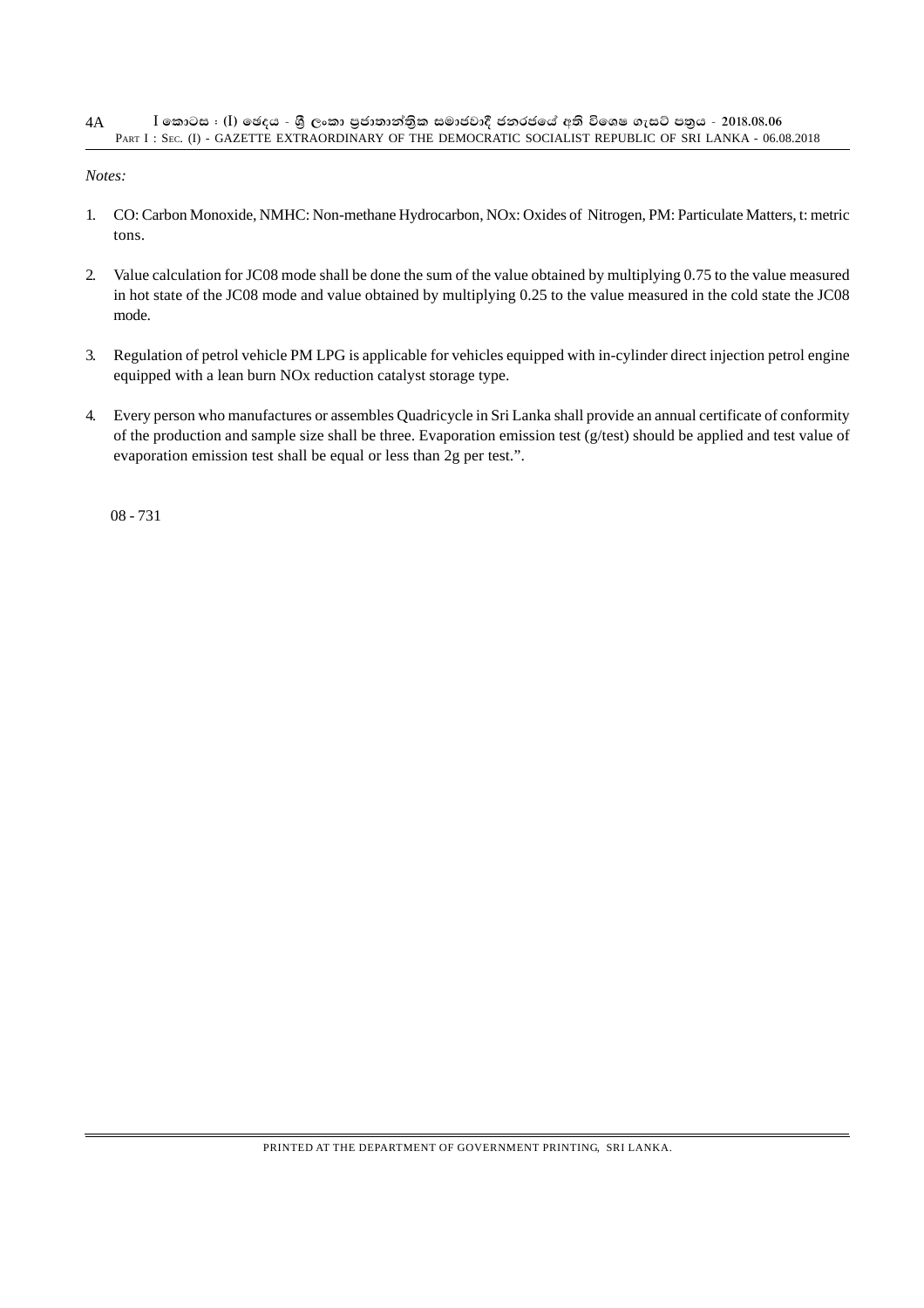*Notes:*

1. CO: Carbon Monoxide, NMHC: Non-methane Hydrocarbon, NOx: Oxides of Nitrogen, PM: Particulate Matters, t: metric tons.

2. Value calculation for JC08 mode shall be done the sum of the value obtained by multiplying 0.75 to the value measured in hot state of the JC08 mode and value obtained by multiplying 0.25 to the value measured in the cold state the JC08 mode.

3. Regulation of petrol vehicle PM LPG is applicable for vehicles equipped with in-cylinder direct injection petrol engine equipped with a lean burn NOx reduction catalyst storage type.

4. Every person who manufactures or assembles Quadricycle in Sri Lanka shall provide an annual certificate of conformity of the production and sample size shall be three. Evaporation emission test (g/test) should be applied and test value of evaporation emission test shall be equal or less than 2g per test.".

08 - 731

PRINTED AT THE DEPARTMENT OF GOVERNMENT PRINTING, SRI LANKA.